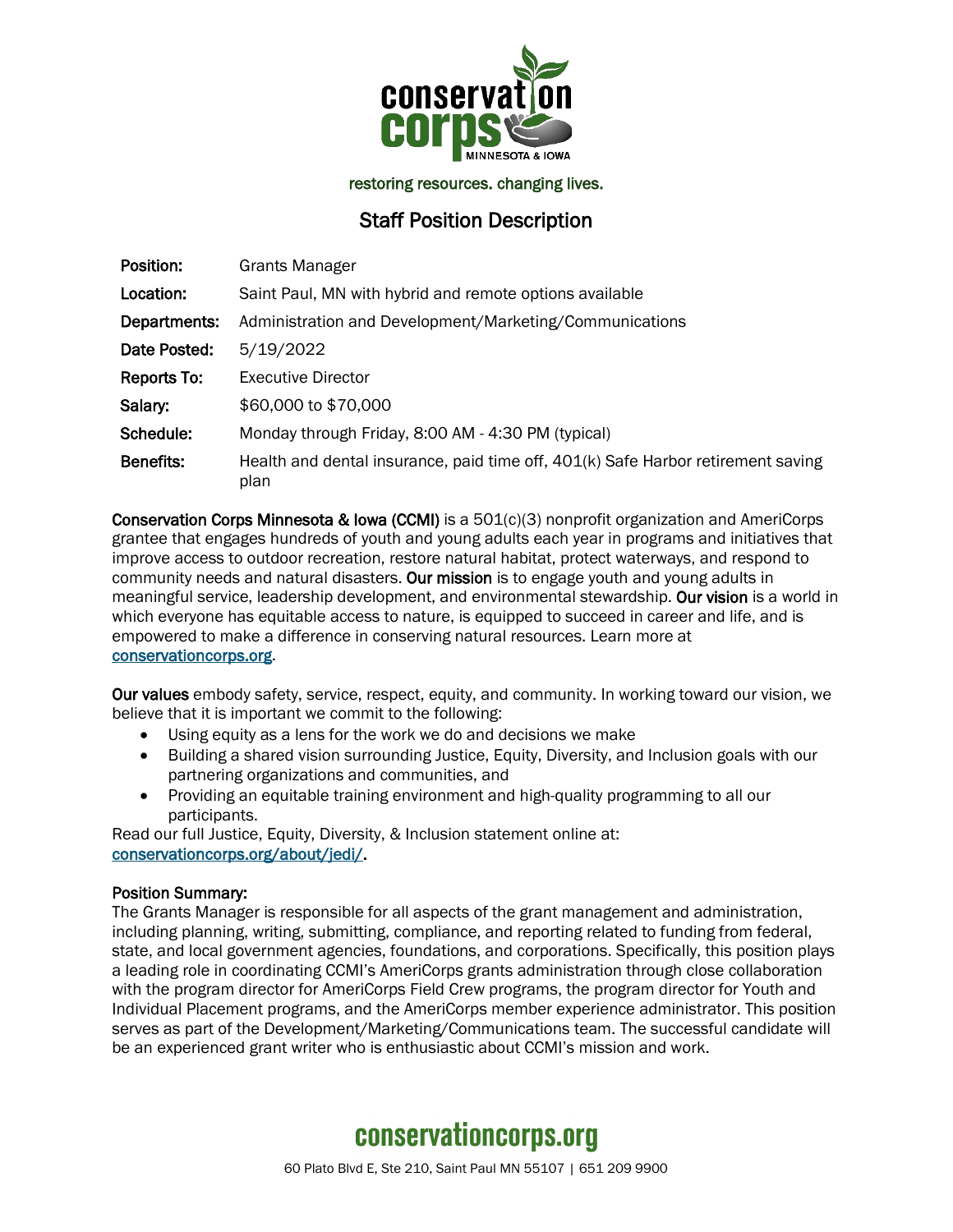restoring resources. changing lives.

# Staff Position Description

| | |
|---|---|
| **Position:** | Grants Manager |
| **Location:** | Saint Paul, MN with hybrid and remote options available |
| **Departments:** | Administration and Development/Marketing/Communications |
| **Date Posted:** | 5/19/2022 |
| **Reports To:** | Executive Director |
| **Salary:** | $60,000 to $70,000 |
| **Schedule:** | Monday through Friday, 8:00 AM - 4:30 PM (typical) |
| **Benefits:** | Health and dental insurance, paid time off, 401(k) Safe Harbor retirement saving plan |

**Conservation Corps Minnesota & Iowa (CCMI)** is a 501(c)(3) nonprofit organization and AmeriCorps grantee that engages hundreds of youth and young adults each year in programs and initiatives that improve access to outdoor recreation, restore natural habitat, protect waterways, and respond to community needs and natural disasters. **Our mission** is to engage youth and young adults in meaningful service, leadership development, and environmental stewardship. **Our vision** is a world in which everyone has equitable access to nature, is equipped to succeed in career and life, and is empowered to make a difference in conserving natural resources. Learn more at [conservationcorps.org](conservationcorps.org).

**Our values** embody safety, service, respect, equity, and community. In working toward our vision, we believe that it is important we commit to the following:

- Using equity as a lens for the work we do and decisions we make
- Building a shared vision surrounding Justice, Equity, Diversity, and Inclusion goals with our partnering organizations and communities, and
- Providing an equitable training environment and high-quality programming to all our participants.

Read our full Justice, Equity, Diversity, & Inclusion statement online at: [conservationcorps.org/about/jedi/](conservationcorps.org/about/jedi/).

**Position Summary:**

The Grants Manager is responsible for all aspects of the grant management and administration, including planning, writing, submitting, compliance, and reporting related to funding from federal, state, and local government agencies, foundations, and corporations. Specifically, this position plays a leading role in coordinating CCMI's AmeriCorps grants administration through close collaboration with the program director for AmeriCorps Field Crew programs, the program director for Youth and Individual Placement programs, and the AmeriCorps member experience administrator. This position serves as part of the Development/Marketing/Communications team. The successful candidate will be an experienced grant writer who is enthusiastic about CCMI's mission and work.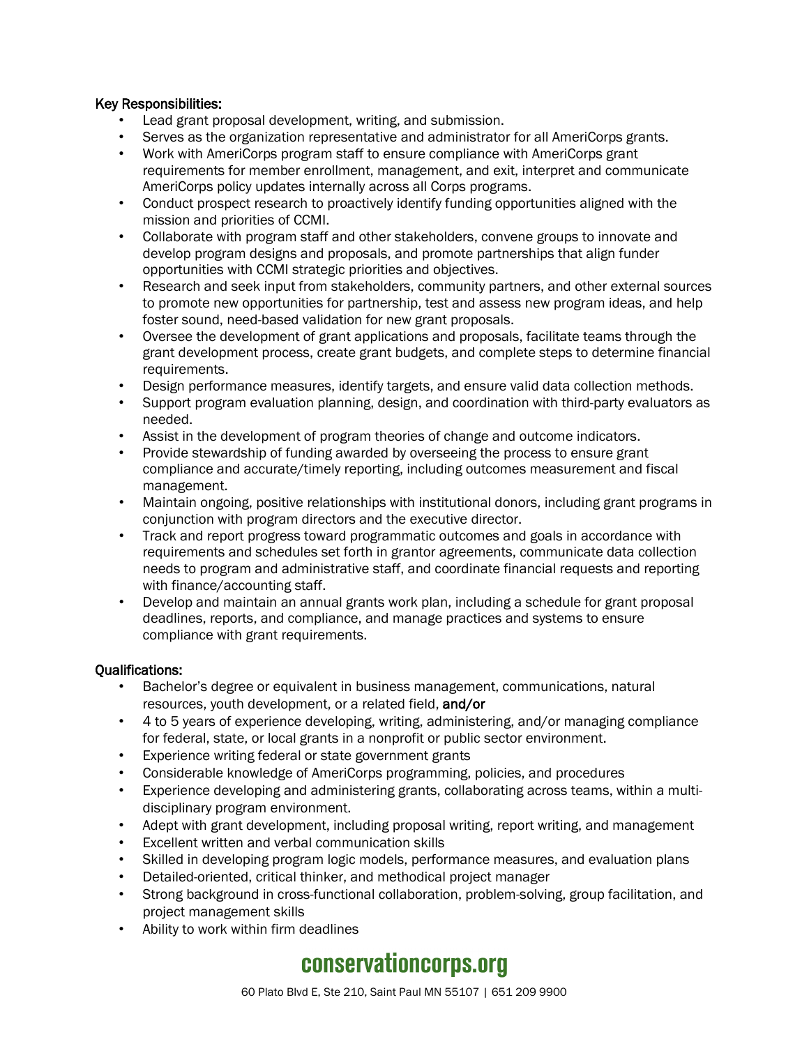**Key Responsibilities:**

- Lead grant proposal development, writing, and submission.
- Serves as the organization representative and administrator for all AmeriCorps grants.
- Work with AmeriCorps program staff to ensure compliance with AmeriCorps grant requirements for member enrollment, management, and exit, interpret and communicate AmeriCorps policy updates internally across all Corps programs.
- Conduct prospect research to proactively identify funding opportunities aligned with the mission and priorities of CCMI.
- Collaborate with program staff and other stakeholders, convene groups to innovate and develop program designs and proposals, and promote partnerships that align funder opportunities with CCMI strategic priorities and objectives.
- Research and seek input from stakeholders, community partners, and other external sources to promote new opportunities for partnership, test and assess new program ideas, and help foster sound, need-based validation for new grant proposals.
- Oversee the development of grant applications and proposals, facilitate teams through the grant development process, create grant budgets, and complete steps to determine financial requirements.
- Design performance measures, identify targets, and ensure valid data collection methods.
- Support program evaluation planning, design, and coordination with third-party evaluators as needed.
- Assist in the development of program theories of change and outcome indicators.
- Provide stewardship of funding awarded by overseeing the process to ensure grant compliance and accurate/timely reporting, including outcomes measurement and fiscal management.
- Maintain ongoing, positive relationships with institutional donors, including grant programs in conjunction with program directors and the executive director.
- Track and report progress toward programmatic outcomes and goals in accordance with requirements and schedules set forth in grantor agreements, communicate data collection needs to program and administrative staff, and coordinate financial requests and reporting with finance/accounting staff.
- Develop and maintain an annual grants work plan, including a schedule for grant proposal deadlines, reports, and compliance, and manage practices and systems to ensure compliance with grant requirements.

**Qualifications:**

- Bachelor's degree or equivalent in business management, communications, natural resources, youth development, or a related field, **and/or**
- 4 to 5 years of experience developing, writing, administering, and/or managing compliance for federal, state, or local grants in a nonprofit or public sector environment.
- Experience writing federal or state government grants
- Considerable knowledge of AmeriCorps programming, policies, and procedures
- Experience developing and administering grants, collaborating across teams, within a multi-disciplinary program environment.
- Adept with grant development, including proposal writing, report writing, and management
- Excellent written and verbal communication skills
- Skilled in developing program logic models, performance measures, and evaluation plans
- Detailed-oriented, critical thinker, and methodical project manager
- Strong background in cross-functional collaboration, problem-solving, group facilitation, and project management skills
- Ability to work within firm deadlines

**conservationcorps.org**

60 Plato Blvd E, Ste 210, Saint Paul MN 55107 | 651 209 9900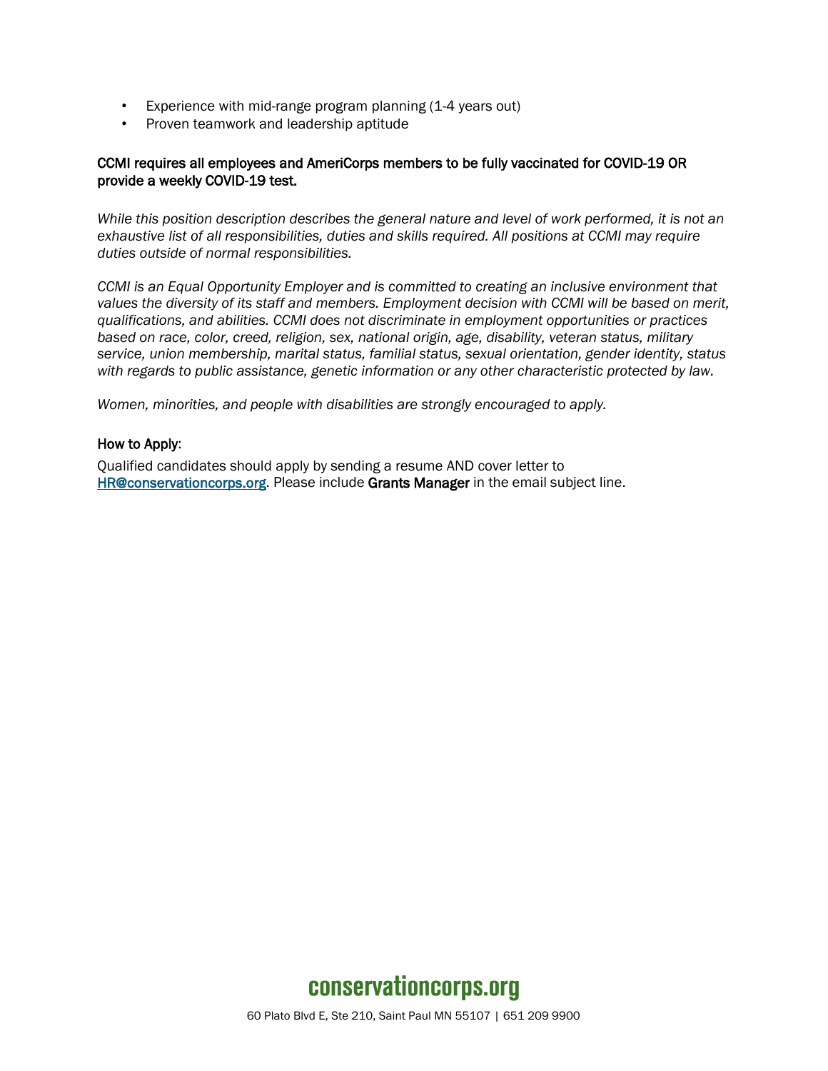- Experience with mid-range program planning (1-4 years out)
- Proven teamwork and leadership aptitude

CCMI requires all employees and AmeriCorps members to be fully vaccinated for COVID-19 OR provide a weekly COVID-19 test.

*While this position description describes the general nature and level of work performed, it is not an exhaustive list of all responsibilities, duties and skills required. All positions at CCMI may require duties outside of normal responsibilities.*

*CCMI is an Equal Opportunity Employer and is committed to creating an inclusive environment that values the diversity of its staff and members. Employment decision with CCMI will be based on merit, qualifications, and abilities. CCMI does not discriminate in employment opportunities or practices based on race, color, creed, religion, sex, national origin, age, disability, veteran status, military service, union membership, marital status, familial status, sexual orientation, gender identity, status with regards to public assistance, genetic information or any other characteristic protected by law.*

*Women, minorities, and people with disabilities are strongly encouraged to apply.*

How to Apply:

Qualified candidates should apply by sending a resume AND cover letter to [HR@conservationcorps.org](mailto:HR@conservationcorps.org). Please include **Grants Manager** in the email subject line.

conservationcorps.org

60 Plato Blvd E, Ste 210, Saint Paul MN 55107 | 651 209 9900